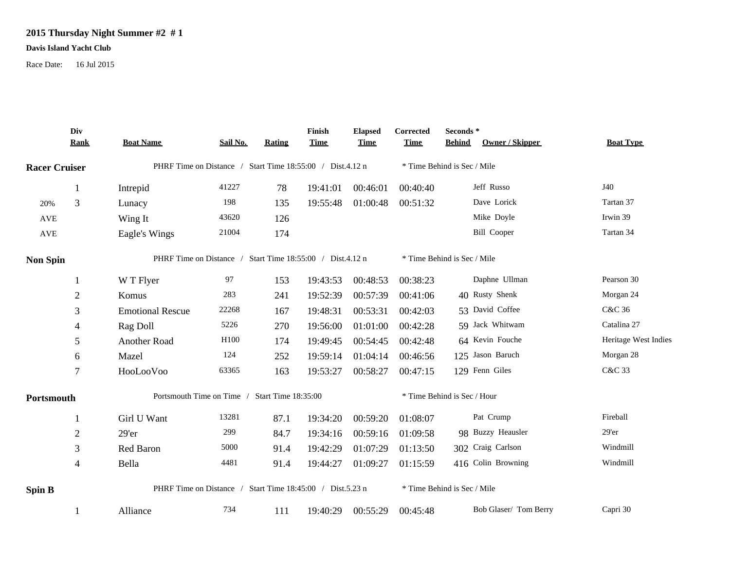# 2015 Thursday Night Summer #2 # 1

**Davis Island Yacht Club**

Race Date: 16 Jul 2015

| | Div Rank | Boat Name | Sail No. | Rating | Finish Time | Elapsed Time | Corrected Time | Seconds * Behind | Owner / Skipper | Boat Type |
|---|---|---|---|---|---|---|---|---|---|---|
| **Racer Cruiser** | | PHRF Time on Distance / Start Time 18:55:00 / Dist.4.12 n | | | | | * Time Behind is Sec / Mile | | | |
| | 1 | Intrepid | 41227 | 78 | 19:41:01 | 00:46:01 | 00:40:40 | | Jeff Russo | J40 |
| 20% | 3 | Lunacy | 198 | 135 | 19:55:48 | 01:00:48 | 00:51:32 | | Dave Lorick | Tartan 37 |
| AVE | | Wing It | 43620 | 126 | | | | | Mike Doyle | Irwin 39 |
| AVE | | Eagle's Wings | 21004 | 174 | | | | | Bill Cooper | Tartan 34 |
| **Non Spin** | | PHRF Time on Distance / Start Time 18:55:00 / Dist.4.12 n | | | | | * Time Behind is Sec / Mile | | | |
| | 1 | W T Flyer | 97 | 153 | 19:43:53 | 00:48:53 | 00:38:23 | | Daphne Ullman | Pearson 30 |
| | 2 | Komus | 283 | 241 | 19:52:39 | 00:57:39 | 00:41:06 | 40 | Rusty Shenk | Morgan 24 |
| | 3 | Emotional Rescue | 22268 | 167 | 19:48:31 | 00:53:31 | 00:42:03 | 53 | David Coffee | C&C 36 |
| | 4 | Rag Doll | 5226 | 270 | 19:56:00 | 01:01:00 | 00:42:28 | 59 | Jack Whitwam | Catalina 27 |
| | 5 | Another Road | H100 | 174 | 19:49:45 | 00:54:45 | 00:42:48 | 64 | Kevin Fouche | Heritage West Indies |
| | 6 | Mazel | 124 | 252 | 19:59:14 | 01:04:14 | 00:46:56 | 125 | Jason Baruch | Morgan 28 |
| | 7 | HooLooVoo | 63365 | 163 | 19:53:27 | 00:58:27 | 00:47:15 | 129 | Fenn Giles | C&C 33 |
| **Portsmouth** | | Portsmouth Time on Time / Start Time 18:35:00 | | | | | * Time Behind is Sec / Hour | | | |
| | 1 | Girl U Want | 13281 | 87.1 | 19:34:20 | 00:59:20 | 01:08:07 | | Pat Crump | Fireball |
| | 2 | 29'er | 299 | 84.7 | 19:34:16 | 00:59:16 | 01:09:58 | 98 | Buzzy Heausler | 29'er |
| | 3 | Red Baron | 5000 | 91.4 | 19:42:29 | 01:07:29 | 01:13:50 | 302 | Craig Carlson | Windmill |
| | 4 | Bella | 4481 | 91.4 | 19:44:27 | 01:09:27 | 01:15:59 | 416 | Colin Browning | Windmill |
| **Spin B** | | PHRF Time on Distance / Start Time 18:45:00 / Dist.5.23 n | | | | | * Time Behind is Sec / Mile | | | |
| | 1 | Alliance | 734 | 111 | 19:40:29 | 00:55:29 | 00:45:48 | | Bob Glaser/ Tom Berry | Capri 30 |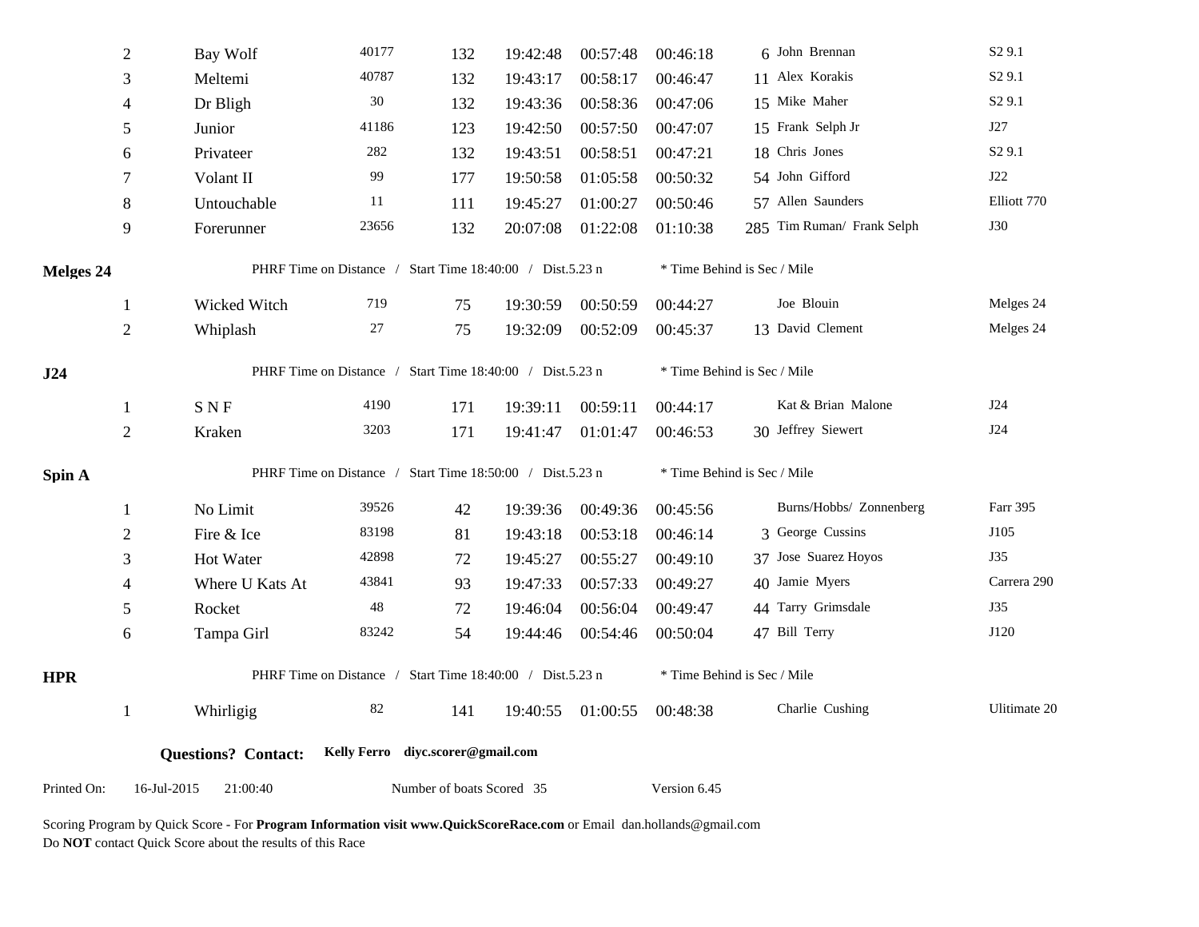| | | | | | | | | | | |
|---|---|---|---|---|---|---|---|---|---|---|
| | 2 | Bay Wolf | 40177 | 132 | 19:42:48 | 00:57:48 | 00:46:18 | 6 | John Brennan | S2 9.1 |
| | 3 | Meltemi | 40787 | 132 | 19:43:17 | 00:58:17 | 00:46:47 | 11 | Alex Korakis | S2 9.1 |
| | 4 | Dr Bligh | 30 | 132 | 19:43:36 | 00:58:36 | 00:47:06 | 15 | Mike Maher | S2 9.1 |
| | 5 | Junior | 41186 | 123 | 19:42:50 | 00:57:50 | 00:47:07 | 15 | Frank Selph Jr | J27 |
| | 6 | Privateer | 282 | 132 | 19:43:51 | 00:58:51 | 00:47:21 | 18 | Chris Jones | S2 9.1 |
| | 7 | Volant II | 99 | 177 | 19:50:58 | 01:05:58 | 00:50:32 | 54 | John Gifford | J22 |
| | 8 | Untouchable | 11 | 111 | 19:45:27 | 01:00:27 | 00:50:46 | 57 | Allen Saunders | Elliott 770 |
| | 9 | Forerunner | 23656 | 132 | 20:07:08 | 01:22:08 | 01:10:38 | 285 | Tim Ruman/ Frank Selph | J30 |

**Melges 24** PHRF Time on Distance / Start Time 18:40:00 / Dist.5.23 n * Time Behind is Sec / Mile

| | | | | | | | | | |
|---|---|---|---|---|---|---|---|---|---|
| 1 | Wicked Witch | 719 | 75 | 19:30:59 | 00:50:59 | 00:44:27 | | Joe Blouin | Melges 24 |
| 2 | Whiplash | 27 | 75 | 19:32:09 | 00:52:09 | 00:45:37 | 13 | David Clement | Melges 24 |

**J24** PHRF Time on Distance / Start Time 18:40:00 / Dist.5.23 n * Time Behind is Sec / Mile

| | | | | | | | | | |
|---|---|---|---|---|---|---|---|---|---|
| 1 | S N F | 4190 | 171 | 19:39:11 | 00:59:11 | 00:44:17 | | Kat & Brian Malone | J24 |
| 2 | Kraken | 3203 | 171 | 19:41:47 | 01:01:47 | 00:46:53 | 30 | Jeffrey Siewert | J24 |

**Spin A** PHRF Time on Distance / Start Time 18:50:00 / Dist.5.23 n * Time Behind is Sec / Mile

| | | | | | | | | | |
|---|---|---|---|---|---|---|---|---|---|
| 1 | No Limit | 39526 | 42 | 19:39:36 | 00:49:36 | 00:45:56 | | Burns/Hobbs/ Zonnenberg | Farr 395 |
| 2 | Fire & Ice | 83198 | 81 | 19:43:18 | 00:53:18 | 00:46:14 | 3 | George Cussins | J105 |
| 3 | Hot Water | 42898 | 72 | 19:45:27 | 00:55:27 | 00:49:10 | 37 | Jose Suarez Hoyos | J35 |
| 4 | Where U Kats At | 43841 | 93 | 19:47:33 | 00:57:33 | 00:49:27 | 40 | Jamie Myers | Carrera 290 |
| 5 | Rocket | 48 | 72 | 19:46:04 | 00:56:04 | 00:49:47 | 44 | Tarry Grimsdale | J35 |
| 6 | Tampa Girl | 83242 | 54 | 19:44:46 | 00:54:46 | 00:50:04 | 47 | Bill Terry | J120 |

**HPR** PHRF Time on Distance / Start Time 18:40:00 / Dist.5.23 n * Time Behind is Sec / Mile

| | | | | | | | | | |
|---|---|---|---|---|---|---|---|---|---|
| 1 | Whirligig | 82 | 141 | 19:40:55 | 01:00:55 | 00:48:38 | | Charlie Cushing | Ulitimate 20 |

**Questions? Contact:** **Kelly Ferro diyc.scorer@gmail.com**

Printed On: 16-Jul-2015 21:00:40 Number of boats Scored 35 Version 6.45

Scoring Program by Quick Score - For **Program Information visit www.QuickScoreRace.com** or Email dan.hollands@gmail.com
Do **NOT** contact Quick Score about the results of this Race